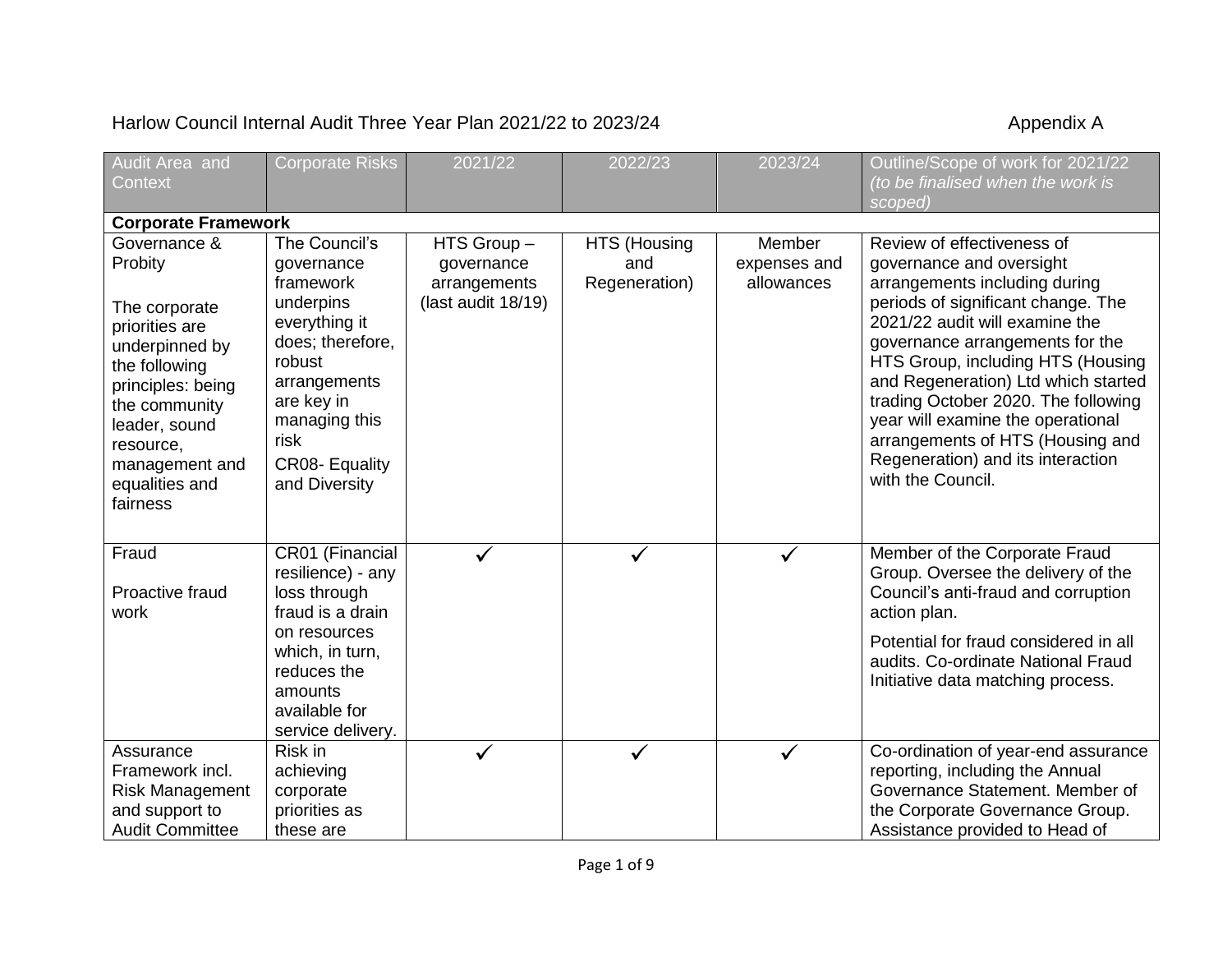Harlow Council Internal Audit Three Year Plan 2021/22 to 2023/24 Appendix A

| Audit Area and Context | Corporate Risks | 2021/22 | 2022/23 | 2023/24 | Outline/Scope of work for 2021/22 *(to be finalised when the work is scoped)* |
|---|---|---|---|---|---|
| **Corporate Framework** | | | | | |
| Governance & Probity<br><br>The corporate priorities are underpinned by the following principles: being the community leader, sound resource, management and equalities and fairness | The Council's governance framework underpins everything it does; therefore, robust arrangements are key in managing this risk<br>CR08- Equality and Diversity | HTS Group – governance arrangements (last audit 18/19) | HTS (Housing and Regeneration) | Member expenses and allowances | Review of effectiveness of governance and oversight arrangements including during periods of significant change. The 2021/22 audit will examine the governance arrangements for the HTS Group, including HTS (Housing and Regeneration) Ltd which started trading October 2020. The following year will examine the operational arrangements of HTS (Housing and Regeneration) and its interaction with the Council. |
| Fraud<br><br>Proactive fraud work | CR01 (Financial resilience) - any loss through fraud is a drain on resources which, in turn, reduces the amounts available for service delivery. | ✓ | ✓ | ✓ | Member of the Corporate Fraud Group. Oversee the delivery of the Council's anti-fraud and corruption action plan.<br>Potential for fraud considered in all audits. Co-ordinate National Fraud Initiative data matching process. |
| Assurance Framework incl. Risk Management and support to Audit Committee | Risk in achieving corporate priorities as these are | ✓ | ✓ | ✓ | Co-ordination of year-end assurance reporting, including the Annual Governance Statement. Member of the Corporate Governance Group. Assistance provided to Head of |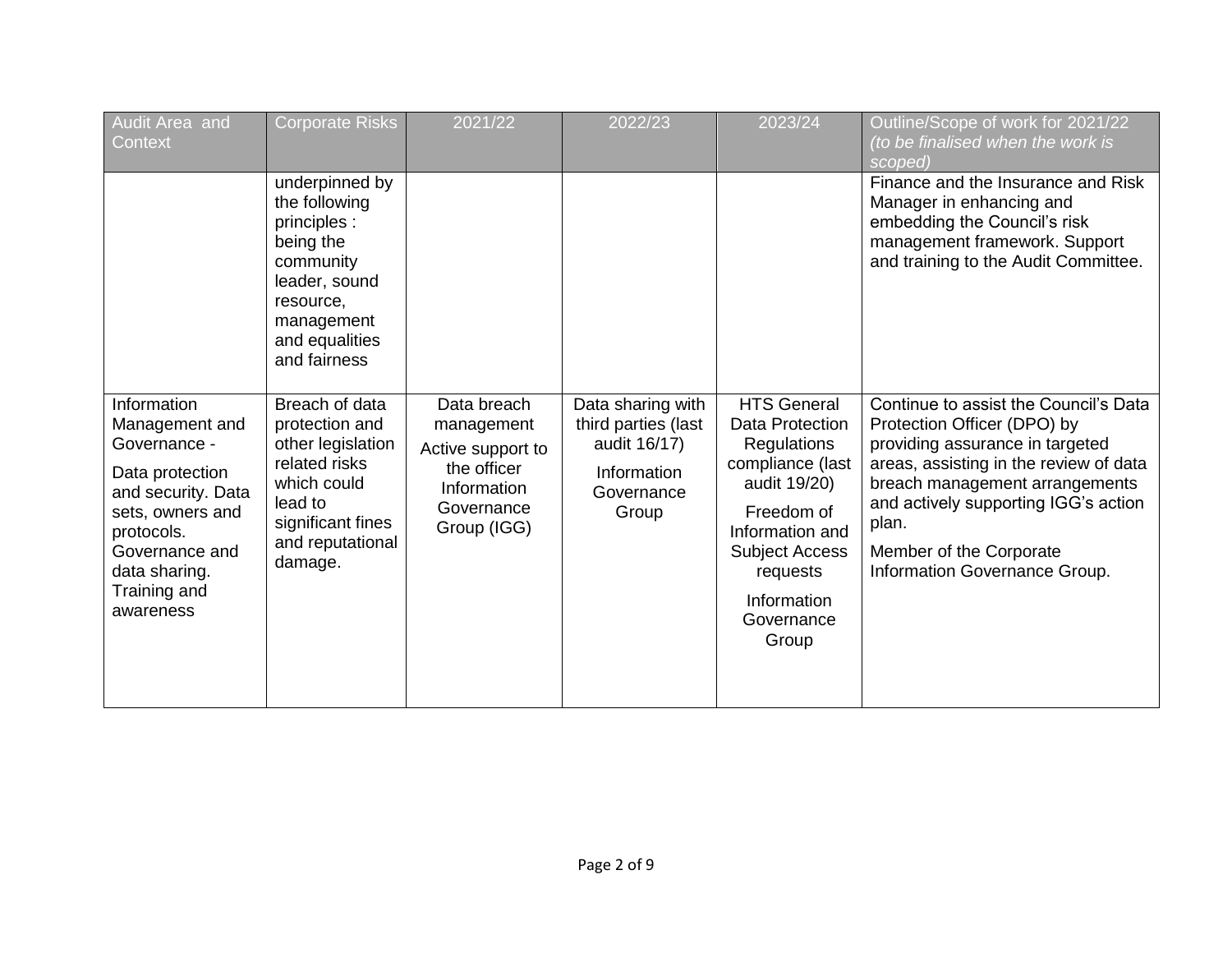| Audit Area and Context | Corporate Risks | 2021/22 | 2022/23 | 2023/24 | Outline/Scope of work for 2021/22 *(to be finalised when the work is scoped)* |
|---|---|---|---|---|---|
| | underpinned by the following principles : being the community leader, sound resource, management and equalities and fairness | | | | Finance and the Insurance and Risk Manager in enhancing and embedding the Council's risk management framework. Support and training to the Audit Committee. |
| Information Management and Governance - Data protection and security. Data sets, owners and protocols. Governance and data sharing. Training and awareness | Breach of data protection and other legislation related risks which could lead to significant fines and reputational damage. | Data breach management<br>Active support to the officer Information Governance Group (IGG) | Data sharing with third parties (last audit 16/17)<br>Information Governance Group | HTS General Data Protection Regulations compliance (last audit 19/20)<br>Freedom of Information and Subject Access requests<br>Information Governance Group | Continue to assist the Council's Data Protection Officer (DPO) by providing assurance in targeted areas, assisting in the review of data breach management arrangements and actively supporting IGG's action plan.<br>Member of the Corporate Information Governance Group. |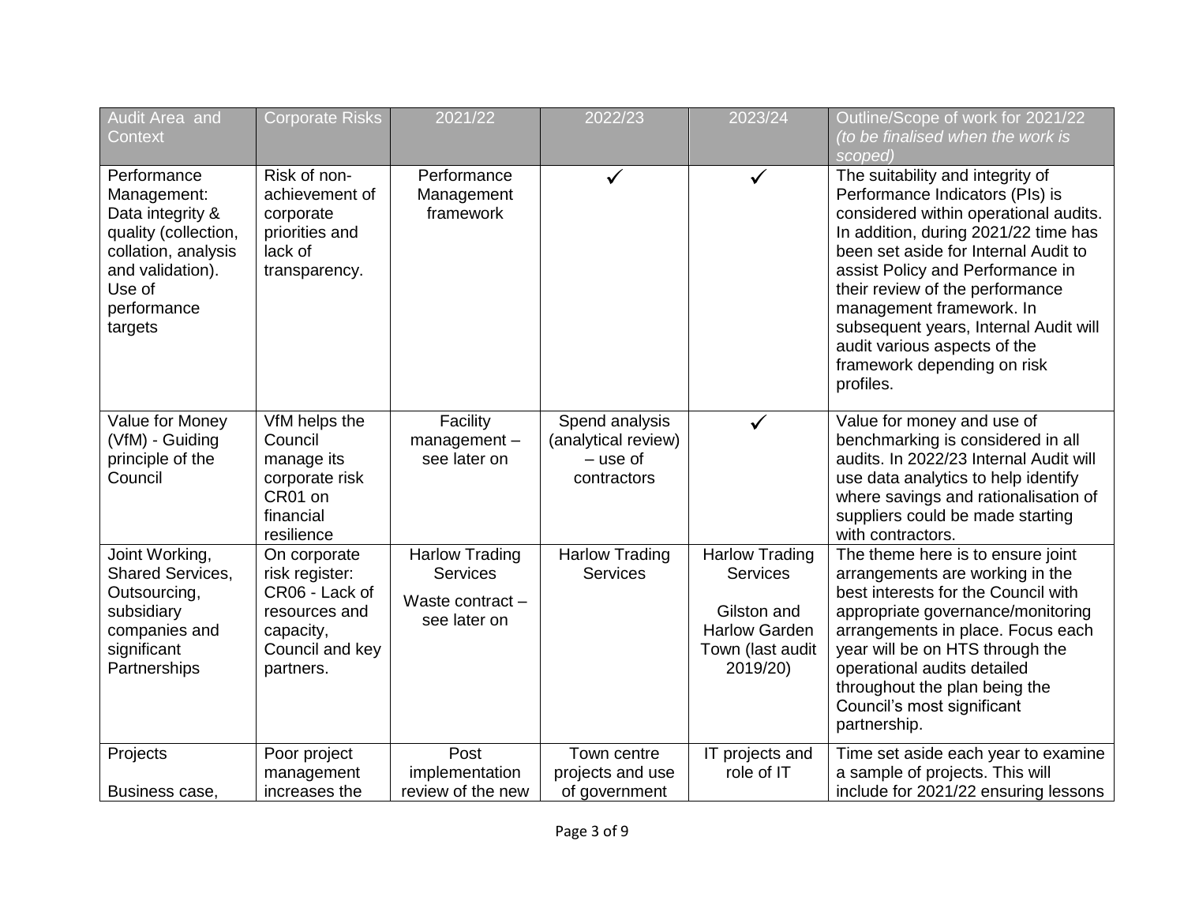| Audit Area and Context | Corporate Risks | 2021/22 | 2022/23 | 2023/24 | Outline/Scope of work for 2021/22 *(to be finalised when the work is scoped)* |
|---|---|---|---|---|---|
| Performance Management: Data integrity & quality (collection, collation, analysis and validation). Use of performance targets | Risk of non-achievement of corporate priorities and lack of transparency. | Performance Management framework | ✓ | ✓ | The suitability and integrity of Performance Indicators (PIs) is considered within operational audits. In addition, during 2021/22 time has been set aside for Internal Audit to assist Policy and Performance in their review of the performance management framework. In subsequent years, Internal Audit will audit various aspects of the framework depending on risk profiles. |
| Value for Money (VfM) - Guiding principle of the Council | VfM helps the Council manage its corporate risk CR01 on financial resilience | Facility management – see later on | Spend analysis (analytical review) – use of contractors | ✓ | Value for money and use of benchmarking is considered in all audits. In 2022/23 Internal Audit will use data analytics to help identify where savings and rationalisation of suppliers could be made starting with contractors. |
| Joint Working, Shared Services, Outsourcing, subsidiary companies and significant Partnerships | On corporate risk register: CR06 - Lack of resources and capacity, Council and key partners. | Harlow Trading Services<br><br>Waste contract – see later on | Harlow Trading Services | Harlow Trading Services<br><br>Gilston and Harlow Garden Town (last audit 2019/20) | The theme here is to ensure joint arrangements are working in the best interests for the Council with appropriate governance/monitoring arrangements in place. Focus each year will be on HTS through the operational audits detailed throughout the plan being the Council's most significant partnership. |
| Projects<br><br>Business case, | Poor project management increases the | Post implementation review of the new | Town centre projects and use of government | IT projects and role of IT | Time set aside each year to examine a sample of projects. This will include for 2021/22 ensuring lessons |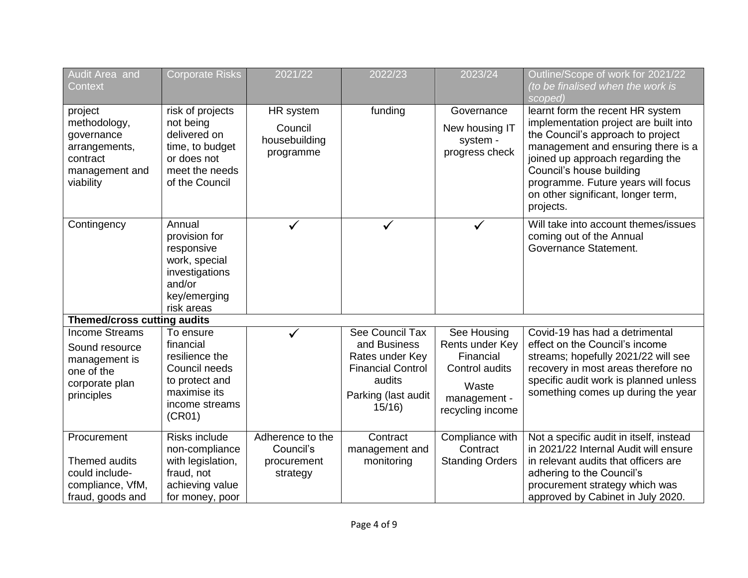| Audit Area and Context | Corporate Risks | 2021/22 | 2022/23 | 2023/24 | Outline/Scope of work for 2021/22 *(to be finalised when the work is scoped)* |
|---|---|---|---|---|---|
| project methodology, governance arrangements, contract management and viability | risk of projects not being delivered on time, to budget or does not meet the needs of the Council | HR system<br>Council housebuilding programme | funding | Governance<br>New housing IT system - progress check | learnt form the recent HR system implementation project are built into the Council's approach to project management and ensuring there is a joined up approach regarding the Council's house building programme. Future years will focus on other significant, longer term, projects. |
| Contingency | Annual provision for responsive work, special investigations and/or key/emerging risk areas | ✓ | ✓ | ✓ | Will take into account themes/issues coming out of the Annual Governance Statement. |
| **Themed/cross cutting audits** | | | | | |
| Income Streams<br>Sound resource management is one of the corporate plan principles | To ensure financial resilience the Council needs to protect and maximise its income streams (CR01) | ✓ | See Council Tax and Business Rates under Key Financial Control audits<br>Parking (last audit 15/16) | See Housing Rents under Key Financial Control audits<br>Waste management - recycling income | Covid-19 has had a detrimental effect on the Council's income streams; hopefully 2021/22 will see recovery in most areas therefore no specific audit work is planned unless something comes up during the year |
| Procurement<br><br>Themed audits could include- compliance, VfM, fraud, goods and | Risks include non-compliance with legislation, fraud, not achieving value for money, poor | Adherence to the Council's procurement strategy | Contract management and monitoring | Compliance with Contract Standing Orders | Not a specific audit in itself, instead in 2021/22 Internal Audit will ensure in relevant audits that officers are adhering to the Council's procurement strategy which was approved by Cabinet in July 2020. |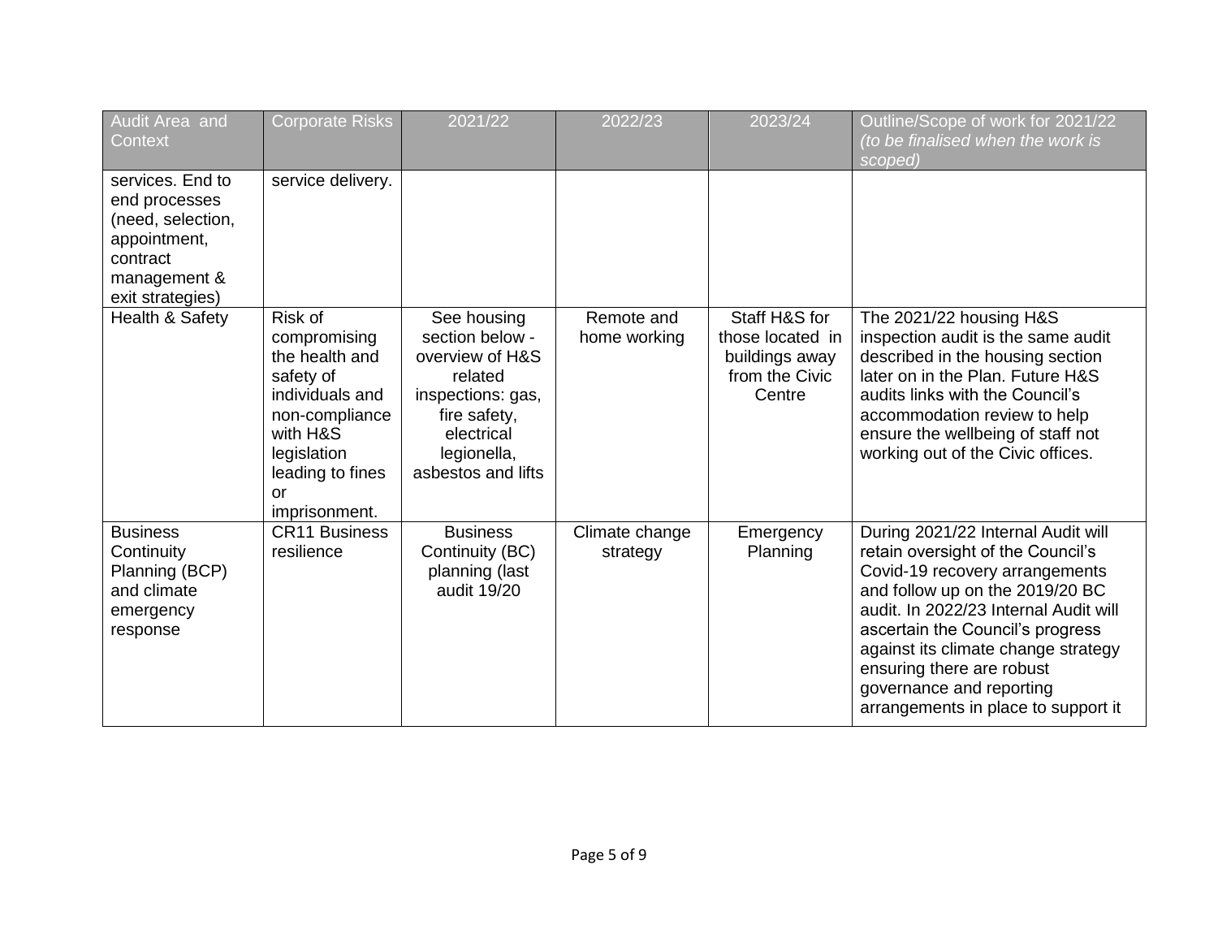| Audit Area and Context | Corporate Risks | 2021/22 | 2022/23 | 2023/24 | Outline/Scope of work for 2021/22 *(to be finalised when the work is scoped)* |
|---|---|---|---|---|---|
| services. End to end processes (need, selection, appointment, contract management & exit strategies) | service delivery. | | | | |
| Health & Safety | Risk of compromising the health and safety of individuals and non-compliance with H&S legislation leading to fines or imprisonment. | See housing section below - overview of H&S related inspections: gas, fire safety, electrical legionella, asbestos and lifts | Remote and home working | Staff H&S for those located in buildings away from the Civic Centre | The 2021/22 housing H&S inspection audit is the same audit described in the housing section later on in the Plan. Future H&S audits links with the Council's accommodation review to help ensure the wellbeing of staff not working out of the Civic offices. |
| Business Continuity Planning (BCP) and climate emergency response | CR11 Business resilience | Business Continuity (BC) planning (last audit 19/20 | Climate change strategy | Emergency Planning | During 2021/22 Internal Audit will retain oversight of the Council's Covid-19 recovery arrangements and follow up on the 2019/20 BC audit. In 2022/23 Internal Audit will ascertain the Council's progress against its climate change strategy ensuring there are robust governance and reporting arrangements in place to support it |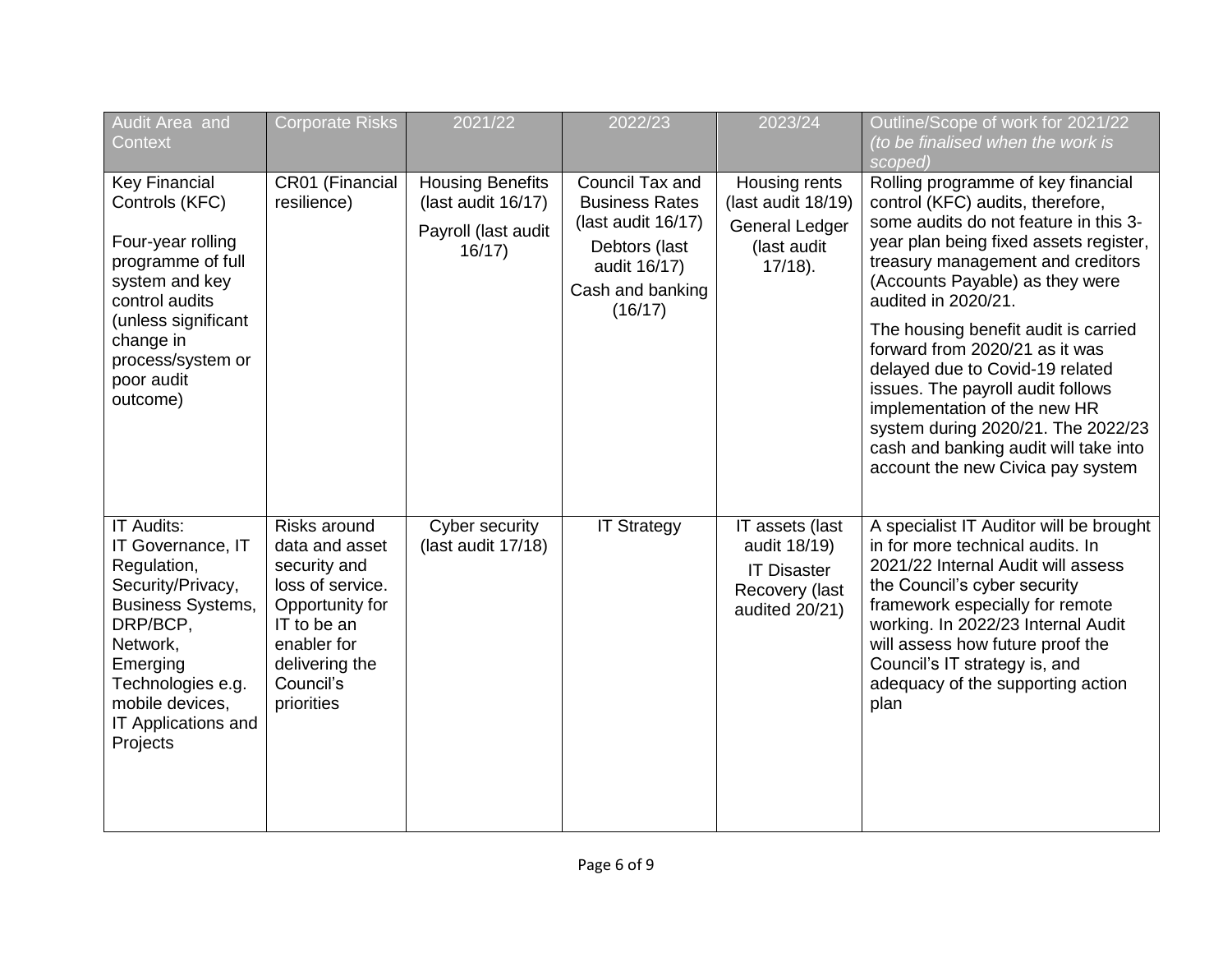| Audit Area and Context | Corporate Risks | 2021/22 | 2022/23 | 2023/24 | Outline/Scope of work for 2021/22 *(to be finalised when the work is scoped)* |
|---|---|---|---|---|---|
| Key Financial Controls (KFC)<br><br>Four-year rolling programme of full system and key control audits (unless significant change in process/system or poor audit outcome) | CR01 (Financial resilience) | Housing Benefits (last audit 16/17)<br><br>Payroll (last audit 16/17) | Council Tax and Business Rates (last audit 16/17)<br><br>Debtors (last audit 16/17)<br><br>Cash and banking (16/17) | Housing rents (last audit 18/19)<br><br>General Ledger (last audit 17/18). | Rolling programme of key financial control (KFC) audits, therefore, some audits do not feature in this 3-year plan being fixed assets register, treasury management and creditors (Accounts Payable) as they were audited in 2020/21.<br><br>The housing benefit audit is carried forward from 2020/21 as it was delayed due to Covid-19 related issues. The payroll audit follows implementation of the new HR system during 2020/21. The 2022/23 cash and banking audit will take into account the new Civica pay system |
| IT Audits:<br>IT Governance, IT Regulation, Security/Privacy, Business Systems, DRP/BCP, Network, Emerging Technologies e.g. mobile devices, IT Applications and Projects | Risks around data and asset security and loss of service. Opportunity for IT to be an enabler for delivering the Council's priorities | Cyber security (last audit 17/18) | IT Strategy | IT assets (last audit 18/19)<br><br>IT Disaster Recovery (last audited 20/21) | A specialist IT Auditor will be brought in for more technical audits. In 2021/22 Internal Audit will assess the Council's cyber security framework especially for remote working. In 2022/23 Internal Audit will assess how future proof the Council's IT strategy is, and adequacy of the supporting action plan |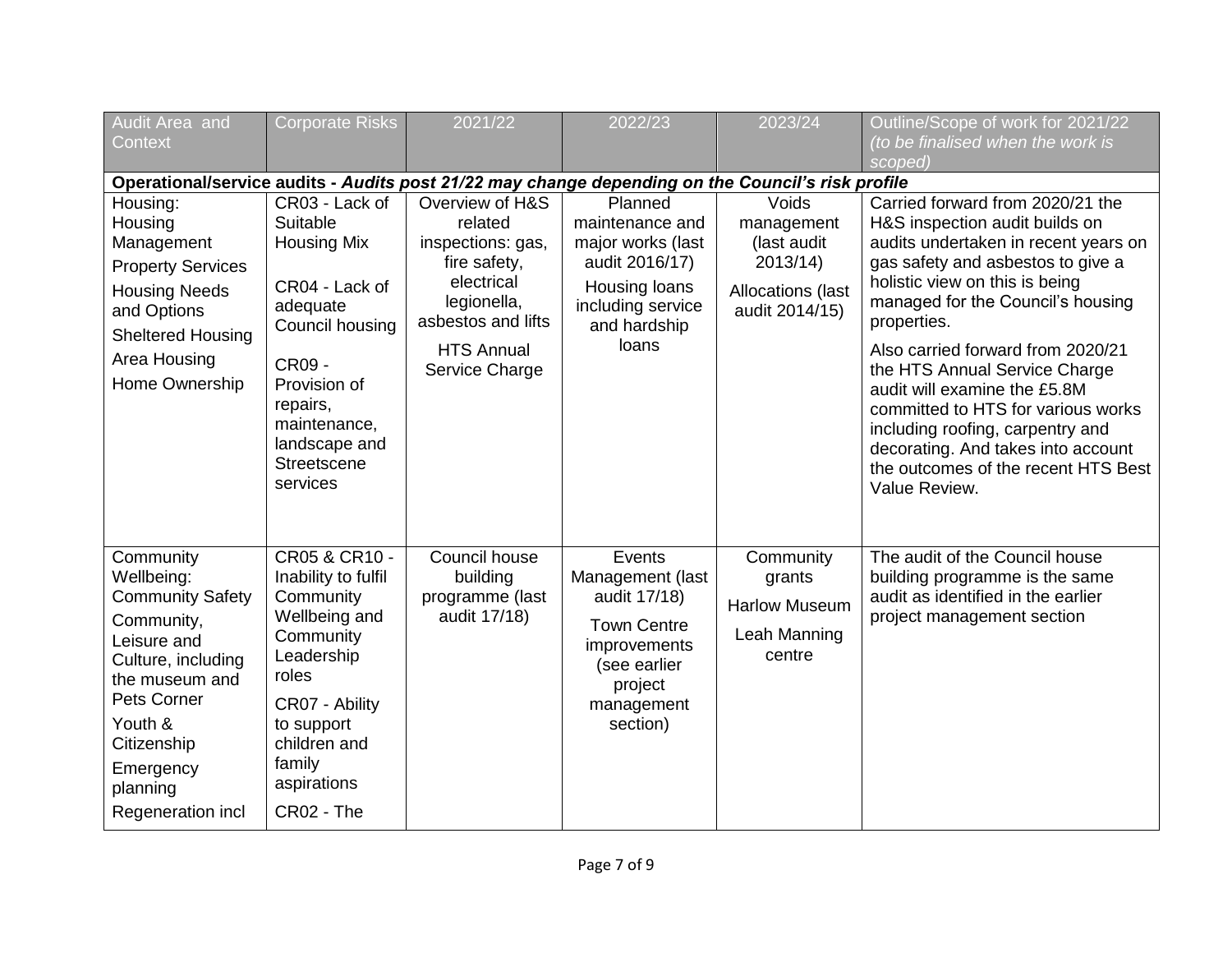| Audit Area and Context | Corporate Risks | 2021/22 | 2022/23 | 2023/24 | Outline/Scope of work for 2021/22 *(to be finalised when the work is scoped)* |
|---|---|---|---|---|---|
| **Operational/service audits -** ***Audits post 21/22 may change depending on the Council's risk profile*** | | | | | |
| Housing:<br>Housing Management<br>Property Services<br>Housing Needs and Options<br>Sheltered Housing<br>Area Housing<br>Home Ownership | CR03 - Lack of Suitable Housing Mix<br><br>CR04 - Lack of adequate Council housing<br><br>CR09 - Provision of repairs, maintenance, landscape and Streetscene services | Overview of H&S related inspections: gas, fire safety, electrical legionella, asbestos and lifts<br><br>HTS Annual Service Charge | Planned maintenance and major works (last audit 2016/17)<br><br>Housing loans including service and hardship loans | Voids management (last audit 2013/14)<br><br>Allocations (last audit 2014/15) | Carried forward from 2020/21 the H&S inspection audit builds on audits undertaken in recent years on gas safety and asbestos to give a holistic view on this is being managed for the Council's housing properties.<br><br>Also carried forward from 2020/21 the HTS Annual Service Charge audit will examine the £5.8M committed to HTS for various works including roofing, carpentry and decorating. And takes into account the outcomes of the recent HTS Best Value Review. |
| Community Wellbeing:<br>Community Safety<br>Community, Leisure and Culture, including the museum and Pets Corner<br>Youth & Citizenship<br>Emergency planning<br>Regeneration incl | CR05 & CR10 - Inability to fulfil Community Wellbeing and Community Leadership roles<br><br>CR07 - Ability to support children and family aspirations<br><br>CR02 - The | Council house building programme (last audit 17/18) | Events Management (last audit 17/18)<br><br>Town Centre improvements (see earlier project management section) | Community grants<br><br>Harlow Museum<br><br>Leah Manning centre | The audit of the Council house building programme is the same audit as identified in the earlier project management section |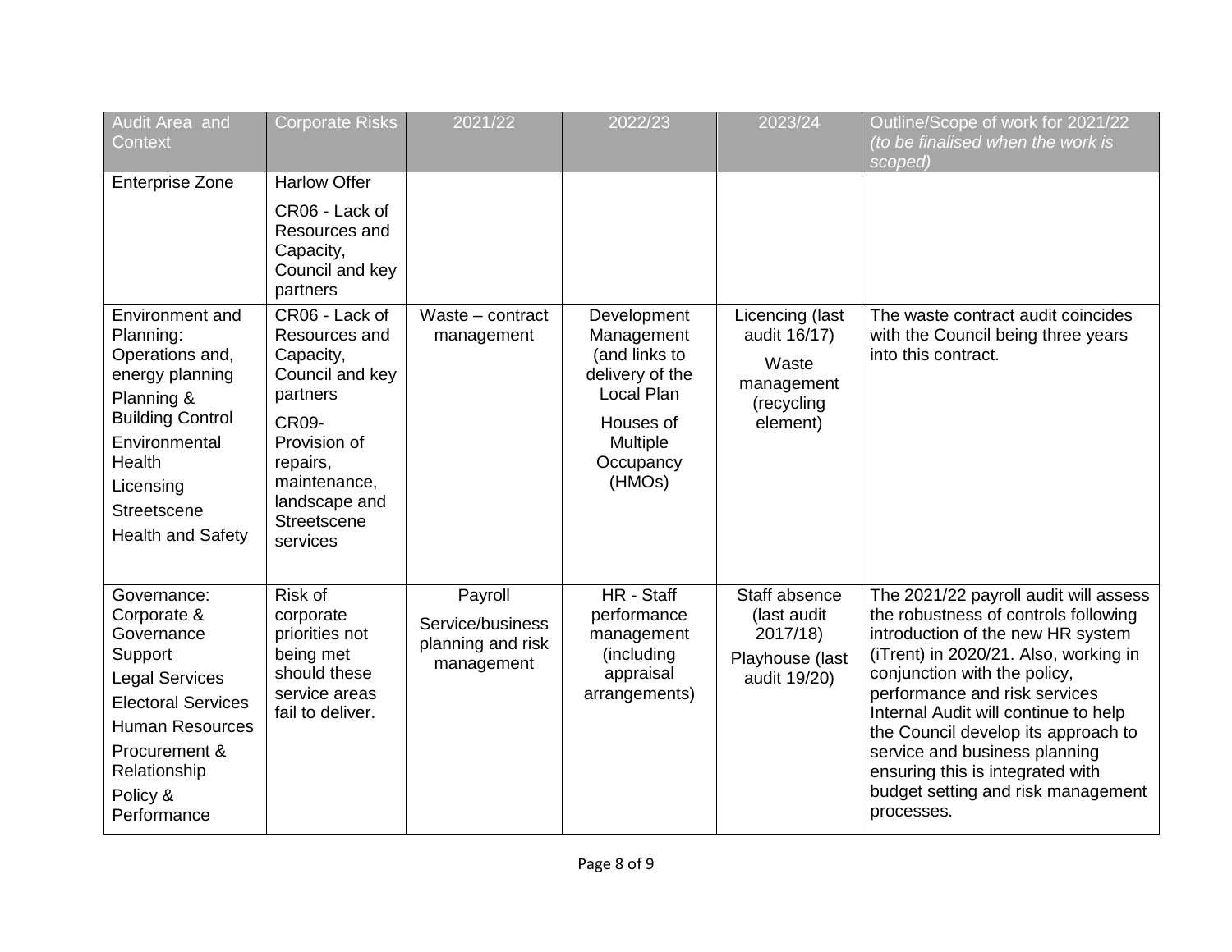| Audit Area and Context | Corporate Risks | 2021/22 | 2022/23 | 2023/24 | Outline/Scope of work for 2021/22 *(to be finalised when the work is scoped)* |
|---|---|---|---|---|---|
| Enterprise Zone | Harlow Offer<br>CR06 - Lack of Resources and Capacity, Council and key partners | | | | |
| Environment and Planning: Operations and, energy planning<br>Planning & Building Control<br>Environmental Health<br>Licensing<br>Streetscene<br>Health and Safety | CR06 - Lack of Resources and Capacity, Council and key partners<br>CR09- Provision of repairs, maintenance, landscape and Streetscene services | Waste – contract management | Development Management (and links to delivery of the Local Plan<br>Houses of Multiple Occupancy (HMOs) | Licencing (last audit 16/17)<br>Waste management (recycling element) | The waste contract audit coincides with the Council being three years into this contract. |
| Governance: Corporate & Governance Support<br>Legal Services<br>Electoral Services<br>Human Resources<br>Procurement & Relationship<br>Policy & Performance | Risk of corporate priorities not being met should these service areas fail to deliver. | Payroll<br>Service/business planning and risk management | HR - Staff performance management (including appraisal arrangements) | Staff absence (last audit 2017/18)<br>Playhouse (last audit 19/20) | The 2021/22 payroll audit will assess the robustness of controls following introduction of the new HR system (iTrent) in 2020/21. Also, working in conjunction with the policy, performance and risk services Internal Audit will continue to help the Council develop its approach to service and business planning ensuring this is integrated with budget setting and risk management processes. |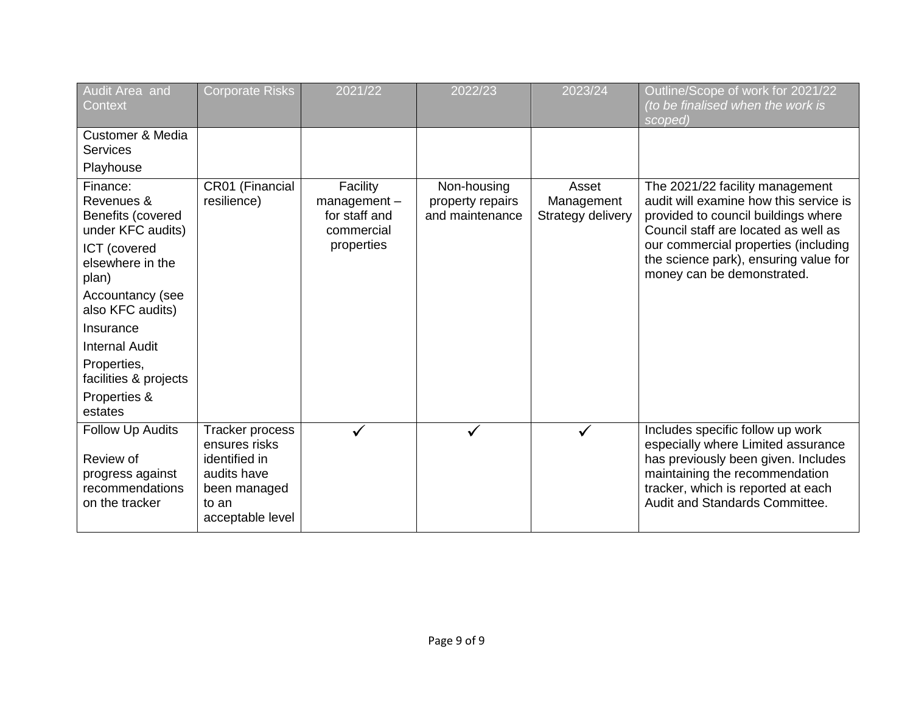| Audit Area and Context | Corporate Risks | 2021/22 | 2022/23 | 2023/24 | Outline/Scope of work for 2021/22 *(to be finalised when the work is scoped)* |
|---|---|---|---|---|---|
| Customer & Media Services<br>Playhouse | | | | | |
| Finance:<br>Revenues & Benefits (covered under KFC audits)<br>ICT (covered elsewhere in the plan)<br>Accountancy (see also KFC audits)<br>Insurance<br>Internal Audit<br>Properties, facilities & projects<br>Properties & estates | CR01 (Financial resilience) | Facility management – for staff and commercial properties | Non-housing property repairs and maintenance | Asset Management Strategy delivery | The 2021/22 facility management audit will examine how this service is provided to council buildings where Council staff are located as well as our commercial properties (including the science park), ensuring value for money can be demonstrated. |
| Follow Up Audits<br><br>Review of progress against recommendations on the tracker | Tracker process ensures risks identified in audits have been managed to an acceptable level | ✓ | ✓ | ✓ | Includes specific follow up work especially where Limited assurance has previously been given. Includes maintaining the recommendation tracker, which is reported at each Audit and Standards Committee. |